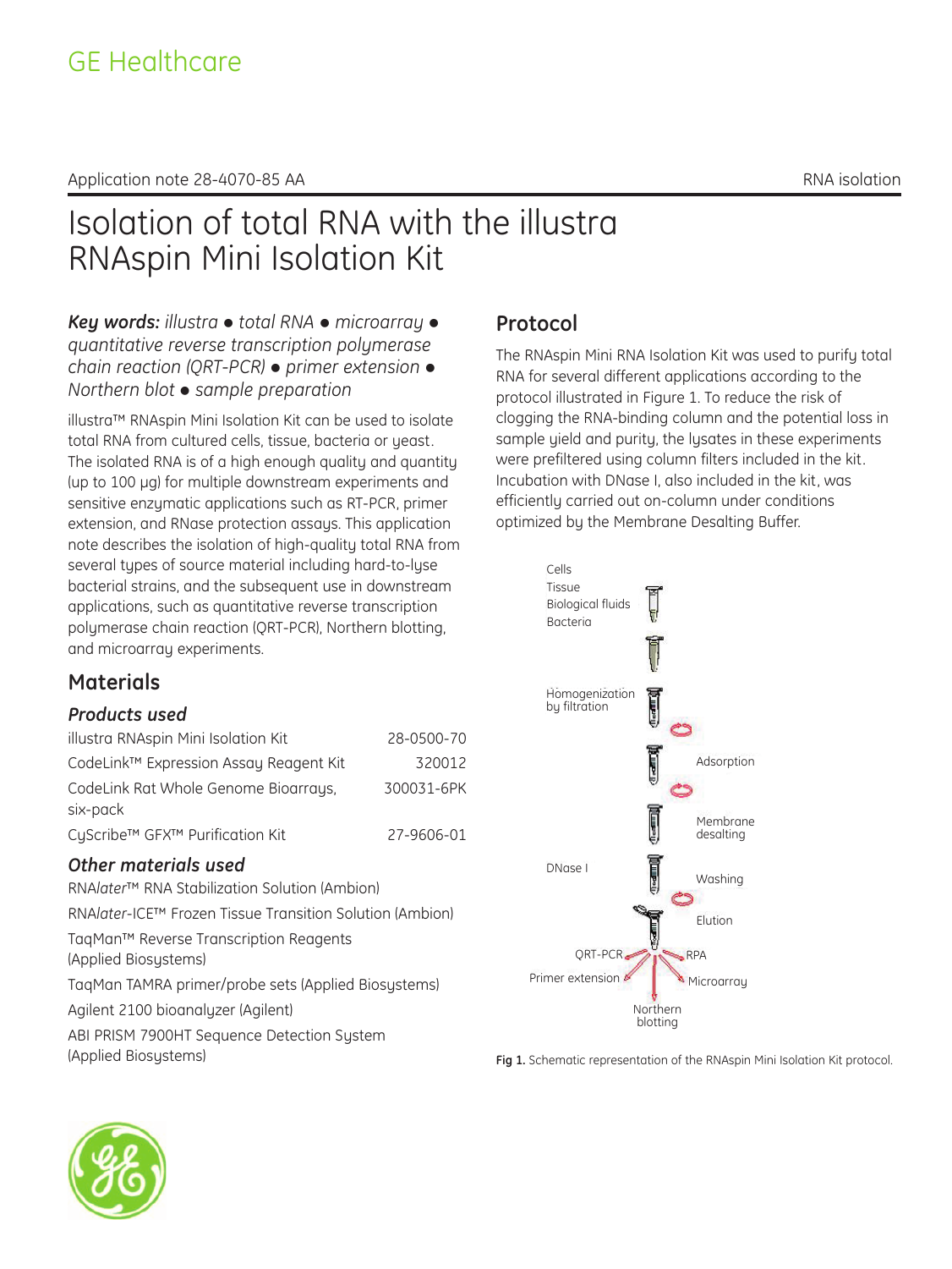GE Healthcare

Application note 28-4070-85 AA

RNA isolation

# Isolation of total RNA with the illustra RNAspin Mini Isolation Kit

***Key words:*** *illustra ● total RNA ● microarray ● quantitative reverse transcription polymerase chain reaction (QRT-PCR) ● primer extension ● Northern blot ● sample preparation*

illustra™ RNAspin Mini Isolation Kit can be used to isolate total RNA from cultured cells, tissue, bacteria or yeast. The isolated RNA is of a high enough quality and quantity (up to 100 µg) for multiple downstream experiments and sensitive enzymatic applications such as RT-PCR, primer extension, and RNase protection assays. This application note describes the isolation of high-quality total RNA from several types of source material including hard-to-lyse bacterial strains, and the subsequent use in downstream applications, such as quantitative reverse transcription polymerase chain reaction (QRT-PCR), Northern blotting, and microarray experiments.

## Materials

### *Products used*

| | |
|---|---|
| illustra RNAspin Mini Isolation Kit | 28-0500-70 |
| CodeLink™ Expression Assay Reagent Kit | 320012 |
| CodeLink Rat Whole Genome Bioarrays, six-pack | 300031-6PK |
| CyScribe™ GFX™ Purification Kit | 27-9606-01 |

### *Other materials used*

RNA*later*™ RNA Stabilization Solution (Ambion)

RNA*later*-ICE™ Frozen Tissue Transition Solution (Ambion)

TaqMan™ Reverse Transcription Reagents (Applied Biosystems)

TaqMan TAMRA primer/probe sets (Applied Biosystems)

Agilent 2100 bioanalyzer (Agilent)

ABI PRISM 7900HT Sequence Detection System (Applied Biosystems)

## Protocol

The RNAspin Mini RNA Isolation Kit was used to purify total RNA for several different applications according to the protocol illustrated in Figure 1. To reduce the risk of clogging the RNA-binding column and the potential loss in sample yield and purity, the lysates in these experiments were prefiltered using column filters included in the kit. Incubation with DNase I, also included in the kit, was efficiently carried out on-column under conditions optimized by the Membrane Desalting Buffer.

Cells
Tissue
Biological fluids
Bacteria

Homogenization by filtration

Adsorption

Membrane desalting

DNase I

Washing

Elution

QRT-PCR
RPA
Primer extension
Microarray
Northern blotting

**Fig 1.** Schematic representation of the RNAspin Mini Isolation Kit protocol.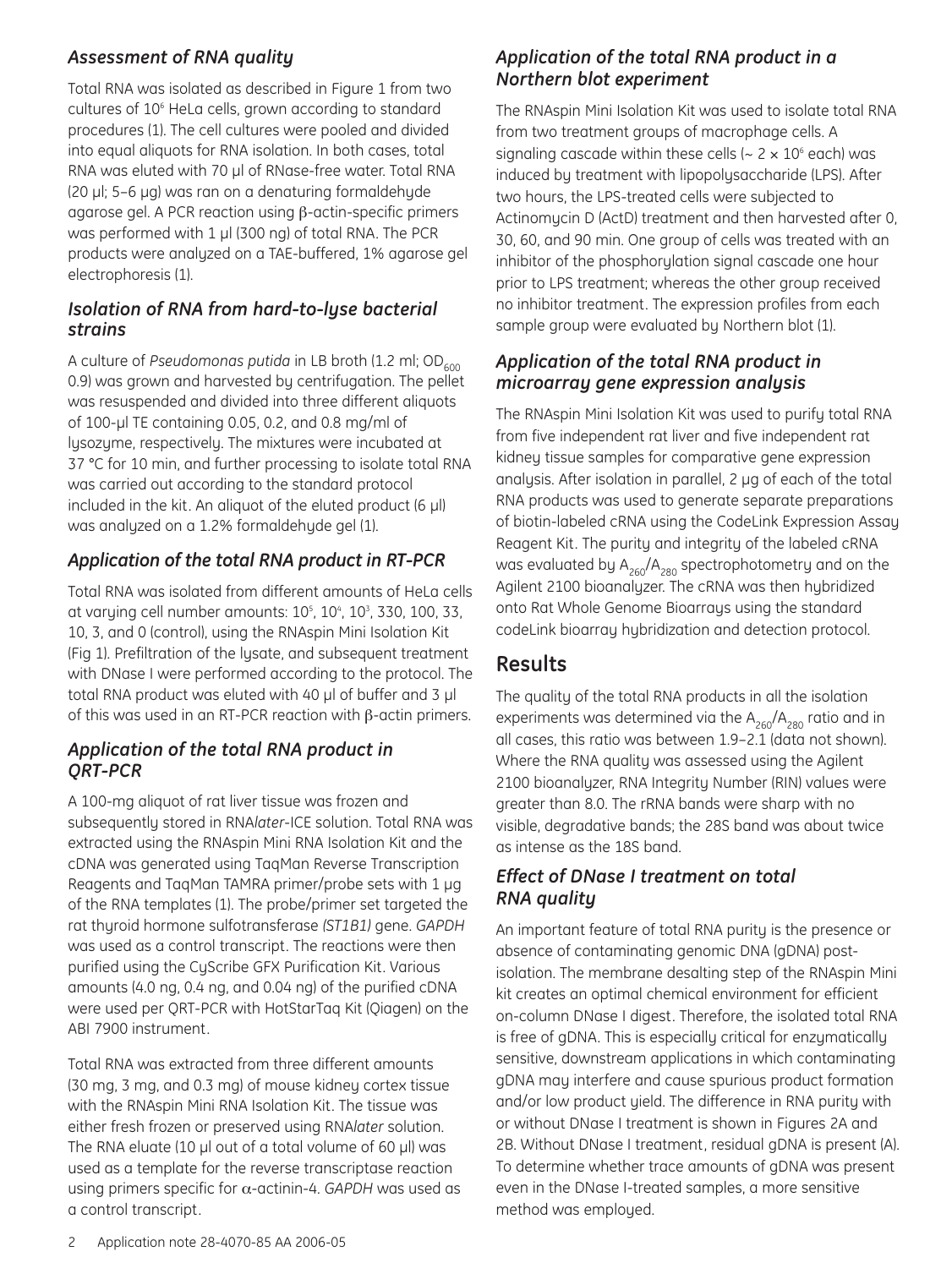### *Assessment of RNA quality*

Total RNA was isolated as described in Figure 1 from two cultures of $10^6$ HeLa cells, grown according to standard procedures (1). The cell cultures were pooled and divided into equal aliquots for RNA isolation. In both cases, total RNA was eluted with 70 µl of RNase-free water. Total RNA (20 µl; 5–6 µg) was ran on a denaturing formaldehyde agarose gel. A PCR reaction using β-actin-specific primers was performed with 1 µl (300 ng) of total RNA. The PCR products were analyzed on a TAE-buffered, 1% agarose gel electrophoresis (1).

### *Isolation of RNA from hard-to-lyse bacterial strains*

A culture of *Pseudomonas putida* in LB broth (1.2 ml; $OD_{600}$ 0.9) was grown and harvested by centrifugation. The pellet was resuspended and divided into three different aliquots of 100-µl TE containing 0.05, 0.2, and 0.8 mg/ml of lysozyme, respectively. The mixtures were incubated at 37 °C for 10 min, and further processing to isolate total RNA was carried out according to the standard protocol included in the kit. An aliquot of the eluted product (6 µl) was analyzed on a 1.2% formaldehyde gel (1).

### *Application of the total RNA product in RT-PCR*

Total RNA was isolated from different amounts of HeLa cells at varying cell number amounts: $10^5$, $10^4$, $10^3$, 330, 100, 33, 10, 3, and 0 (control), using the RNAspin Mini Isolation Kit (Fig 1). Prefiltration of the lysate, and subsequent treatment with DNase I were performed according to the protocol. The total RNA product was eluted with 40 µl of buffer and 3 µl of this was used in an RT-PCR reaction with β-actin primers.

### *Application of the total RNA product in QRT-PCR*

A 100-mg aliquot of rat liver tissue was frozen and subsequently stored in RNA*later*-ICE solution. Total RNA was extracted using the RNAspin Mini RNA Isolation Kit and the cDNA was generated using TaqMan Reverse Transcription Reagents and TaqMan TAMRA primer/probe sets with 1 µg of the RNA templates (1). The probe/primer set targeted the rat thyroid hormone sulfotransferase *(ST1B1)* gene. *GAPDH* was used as a control transcript. The reactions were then purified using the CyScribe GFX Purification Kit. Various amounts (4.0 ng, 0.4 ng, and 0.04 ng) of the purified cDNA were used per QRT-PCR with HotStarTaq Kit (Qiagen) on the ABI 7900 instrument.

Total RNA was extracted from three different amounts (30 mg, 3 mg, and 0.3 mg) of mouse kidney cortex tissue with the RNAspin Mini RNA Isolation Kit. The tissue was either fresh frozen or preserved using RNA*later* solution. The RNA eluate (10 µl out of a total volume of 60 µl) was used as a template for the reverse transcriptase reaction using primers specific for α-actinin-4. *GAPDH* was used as a control transcript.

### *Application of the total RNA product in a Northern blot experiment*

The RNAspin Mini Isolation Kit was used to isolate total RNA from two treatment groups of macrophage cells. A signaling cascade within these cells (~ $2 \times 10^6$ each) was induced by treatment with lipopolysaccharide (LPS). After two hours, the LPS-treated cells were subjected to Actinomycin D (ActD) treatment and then harvested after 0, 30, 60, and 90 min. One group of cells was treated with an inhibitor of the phosphorylation signal cascade one hour prior to LPS treatment; whereas the other group received no inhibitor treatment. The expression profiles from each sample group were evaluated by Northern blot (1).

### *Application of the total RNA product in microarray gene expression analysis*

The RNAspin Mini Isolation Kit was used to purify total RNA from five independent rat liver and five independent rat kidney tissue samples for comparative gene expression analysis. After isolation in parallel, 2 µg of each of the total RNA products was used to generate separate preparations of biotin-labeled cRNA using the CodeLink Expression Assay Reagent Kit. The purity and integrity of the labeled cRNA was evaluated by $A_{260}/A_{280}$ spectrophotometry and on the Agilent 2100 bioanalyzer. The cRNA was then hybridized onto Rat Whole Genome Bioarrays using the standard codeLink bioarray hybridization and detection protocol.

## Results

The quality of the total RNA products in all the isolation experiments was determined via the $A_{260}/A_{280}$ ratio and in all cases, this ratio was between 1.9–2.1 (data not shown). Where the RNA quality was assessed using the Agilent 2100 bioanalyzer, RNA Integrity Number (RIN) values were greater than 8.0. The rRNA bands were sharp with no visible, degradative bands; the 28S band was about twice as intense as the 18S band.

### *Effect of DNase I treatment on total RNA quality*

An important feature of total RNA purity is the presence or absence of contaminating genomic DNA (gDNA) post-isolation. The membrane desalting step of the RNAspin Mini kit creates an optimal chemical environment for efficient on-column DNase I digest. Therefore, the isolated total RNA is free of gDNA. This is especially critical for enzymatically sensitive, downstream applications in which contaminating gDNA may interfere and cause spurious product formation and/or low product yield. The difference in RNA purity with or without DNase I treatment is shown in Figures 2A and 2B. Without DNase I treatment, residual gDNA is present (A). To determine whether trace amounts of gDNA was present even in the DNase I-treated samples, a more sensitive method was employed.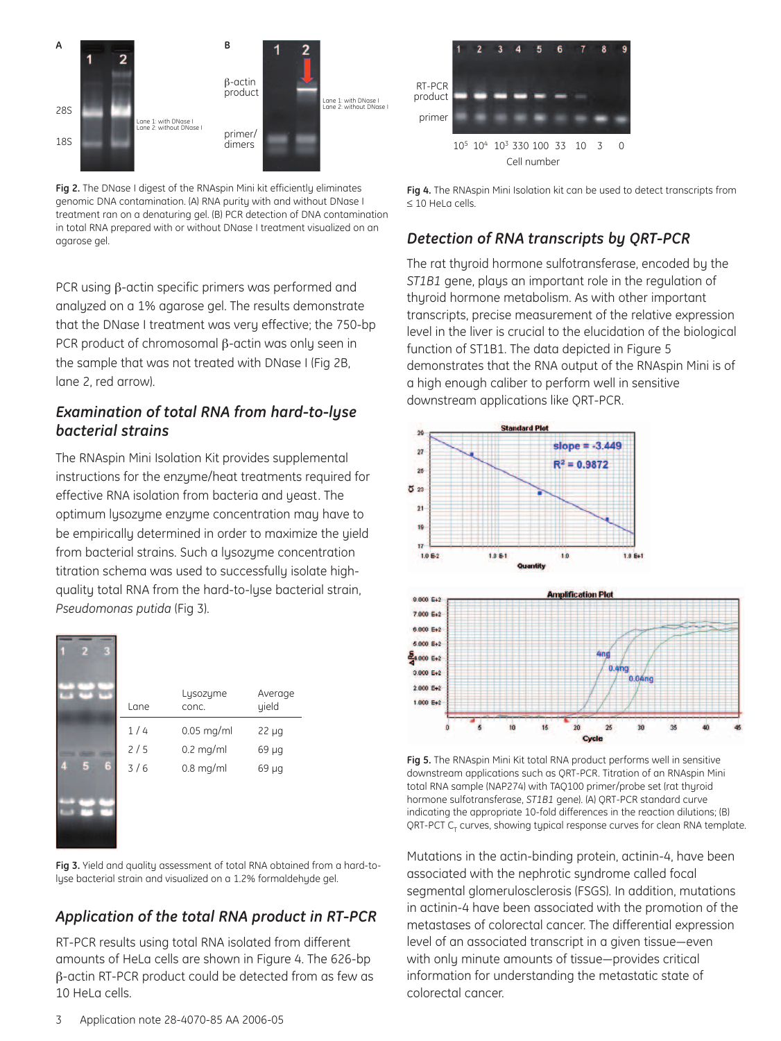Fig 2. The DNase I digest of the RNAspin Mini kit efficiently eliminates genomic DNA contamination. (A) RNA purity with and without DNase I treatment ran on a denaturing gel. (B) PCR detection of DNA contamination in total RNA prepared with or without DNase I treatment visualized on an agarose gel.

PCR using β-actin specific primers was performed and analyzed on a 1% agarose gel. The results demonstrate that the DNase I treatment was very effective; the 750-bp PCR product of chromosomal β-actin was only seen in the sample that was not treated with DNase I (Fig 2B, lane 2, red arrow).

### *Examination of total RNA from hard-to-lyse bacterial strains*

The RNAspin Mini Isolation Kit provides supplemental instructions for the enzyme/heat treatments required for effective RNA isolation from bacteria and yeast. The optimum lysozyme enzyme concentration may have to be empirically determined in order to maximize the yield from bacterial strains. Such a lysozyme concentration titration schema was used to successfully isolate high-quality total RNA from the hard-to-lyse bacterial strain, *Pseudomonas putida* (Fig 3).

| Lane | Lysozyme conc. | Average yield |
|---|---|---|
| 1 / 4 | 0.05 mg/ml | 22 µg |
| 2 / 5 | 0.2 mg/ml | 69 µg |
| 3 / 6 | 0.8 mg/ml | 69 µg |

Fig 3. Yield and quality assessment of total RNA obtained from a hard-to-lyse bacterial strain and visualized on a 1.2% formaldehyde gel.

### *Application of the total RNA product in RT-PCR*

RT-PCR results using total RNA isolated from different amounts of HeLa cells are shown in Figure 4. The 626-bp β-actin RT-PCR product could be detected from as few as 10 HeLa cells.

Fig 4. The RNAspin Mini Isolation kit can be used to detect transcripts from ≤ 10 HeLa cells.

### *Detection of RNA transcripts by QRT-PCR*

The rat thyroid hormone sulfotransferase, encoded by the *ST1B1* gene, plays an important role in the regulation of thyroid hormone metabolism. As with other important transcripts, precise measurement of the relative expression level in the liver is crucial to the elucidation of the biological function of ST1B1. The data depicted in Figure 5 demonstrates that the RNA output of the RNAspin Mini is of a high enough caliber to perform well in sensitive downstream applications like QRT-PCR.

Fig 5. The RNAspin Mini Kit total RNA product performs well in sensitive downstream applications such as QRT-PCR. Titration of an RNAspin Mini total RNA sample (NAP274) with TAQ100 primer/probe set (rat thyroid hormone sulfotransferase, *ST1B1* gene). (A) QRT-PCR standard curve indicating the appropriate 10-fold differences in the reaction dilutions; (B) QRT-PCT $C_T$ curves, showing typical response curves for clean RNA template.

Mutations in the actin-binding protein, actinin-4, have been associated with the nephrotic syndrome called focal segmental glomerulosclerosis (FSGS). In addition, mutations in actinin-4 have been associated with the promotion of the metastases of colorectal cancer. The differential expression level of an associated transcript in a given tissue—even with only minute amounts of tissue—provides critical information for understanding the metastatic state of colorectal cancer.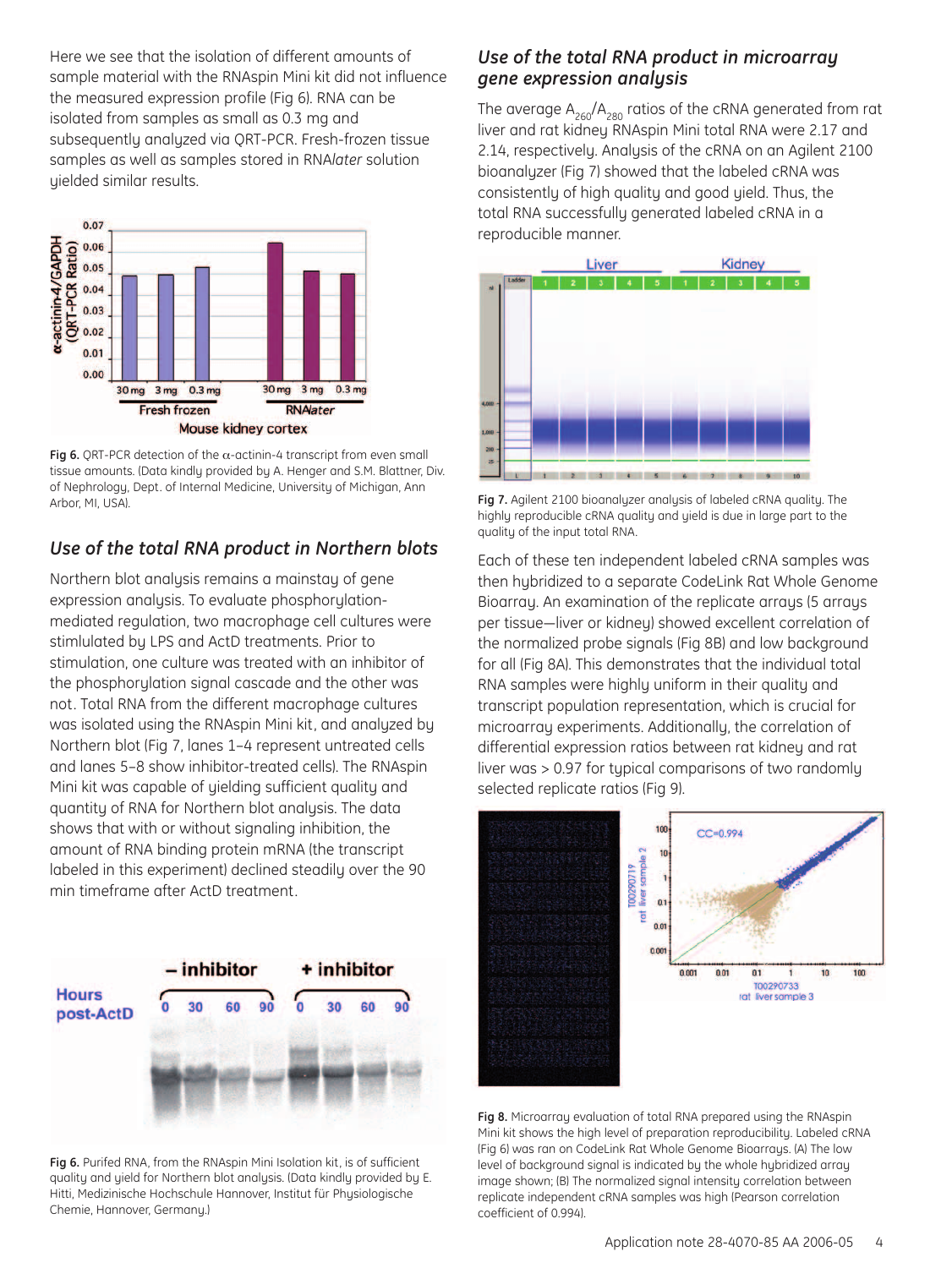Here we see that the isolation of different amounts of sample material with the RNAspin Mini kit did not influence the measured expression profile (Fig 6). RNA can be isolated from samples as small as 0.3 mg and subsequently analyzed via QRT-PCR. Fresh-frozen tissue samples as well as samples stored in RNA*later* solution yielded similar results.

**Fig 6.** QRT-PCR detection of the α-actinin-4 transcript from even small tissue amounts. (Data kindly provided by A. Henger and S.M. Blattner, Div. of Nephrology, Dept. of Internal Medicine, University of Michigan, Ann Arbor, MI, USA).

## *Use of the total RNA product in Northern blots*

Northern blot analysis remains a mainstay of gene expression analysis. To evaluate phosphorylation-mediated regulation, two macrophage cell cultures were stimlulated by LPS and ActD treatments. Prior to stimulation, one culture was treated with an inhibitor of the phosphorylation signal cascade and the other was not. Total RNA from the different macrophage cultures was isolated using the RNAspin Mini kit, and analyzed by Northern blot (Fig 7, lanes 1–4 represent untreated cells and lanes 5–8 show inhibitor-treated cells). The RNAspin Mini kit was capable of yielding sufficient quality and quantity of RNA for Northern blot analysis. The data shows that with or without signaling inhibition, the amount of RNA binding protein mRNA (the transcript labeled in this experiment) declined steadily over the 90 min timeframe after ActD treatment.

**Fig 6.** Purifed RNA, from the RNAspin Mini Isolation kit, is of sufficient quality and yield for Northern blot analysis. (Data kindly provided by E. Hitti, Medizinische Hochschule Hannover, Institut für Physiologische Chemie, Hannover, Germany.)

## *Use of the total RNA product in microarray gene expression analysis*

The average $A_{260}/A_{280}$ ratios of the cRNA generated from rat liver and rat kidney RNAspin Mini total RNA were 2.17 and 2.14, respectively. Analysis of the cRNA on an Agilent 2100 bioanalyzer (Fig 7) showed that the labeled cRNA was consistently of high quality and good yield. Thus, the total RNA successfully generated labeled cRNA in a reproducible manner.

**Fig 7.** Agilent 2100 bioanalyzer analysis of labeled cRNA quality. The highly reproducible cRNA quality and yield is due in large part to the quality of the input total RNA.

Each of these ten independent labeled cRNA samples was then hybridized to a separate CodeLink Rat Whole Genome Bioarray. An examination of the replicate arrays (5 arrays per tissue—liver or kidney) showed excellent correlation of the normalized probe signals (Fig 8B) and low background for all (Fig 8A). This demonstrates that the individual total RNA samples were highly uniform in their quality and transcript population representation, which is crucial for microarray experiments. Additionally, the correlation of differential expression ratios between rat kidney and rat liver was > 0.97 for typical comparisons of two randomly selected replicate ratios (Fig 9).

**Fig 8.** Microarray evaluation of total RNA prepared using the RNAspin Mini kit shows the high level of preparation reproducibility. Labeled cRNA (Fig 6) was ran on CodeLink Rat Whole Genome Bioarrays. (A) The low level of background signal is indicated by the whole hybridized array image shown; (B) The normalized signal intensity correlation between replicate independent cRNA samples was high (Pearson correlation coefficient of 0.994).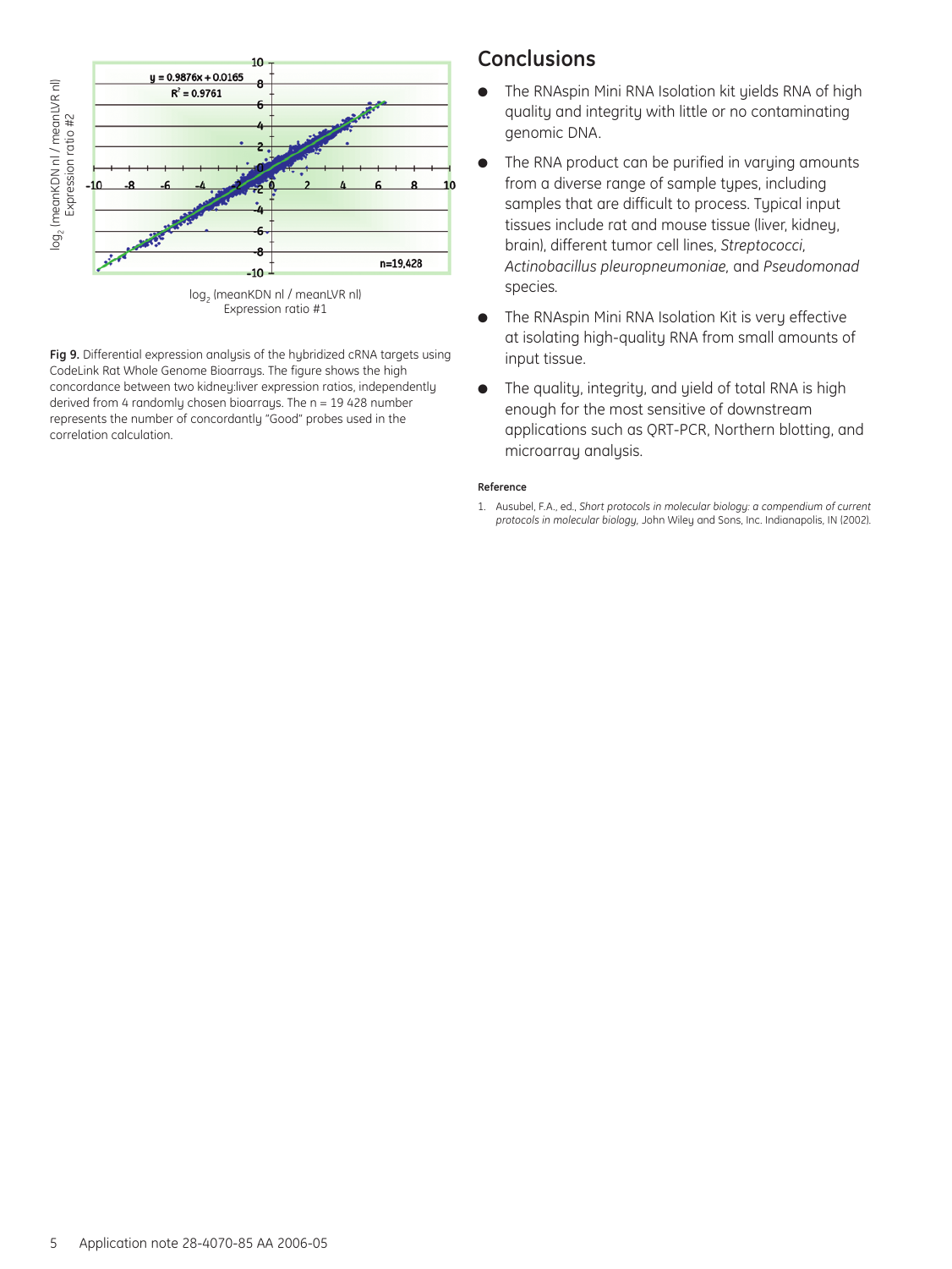Fig 9. Differential expression analysis of the hybridized cRNA targets using CodeLink Rat Whole Genome Bioarrays. The figure shows the high concordance between two kidney:liver expression ratios, independently derived from 4 randomly chosen bioarrays. The n = 19 428 number represents the number of concordantly "Good" probes used in the correlation calculation.

## Conclusions

- The RNAspin Mini RNA Isolation kit yields RNA of high quality and integrity with little or no contaminating genomic DNA.
- The RNA product can be purified in varying amounts from a diverse range of sample types, including samples that are difficult to process. Typical input tissues include rat and mouse tissue (liver, kidney, brain), different tumor cell lines, *Streptococci*, *Actinobacillus pleuropneumoniae*, and *Pseudomonad* species.
- The RNAspin Mini RNA Isolation Kit is very effective at isolating high-quality RNA from small amounts of input tissue.
- The quality, integrity, and yield of total RNA is high enough for the most sensitive of downstream applications such as QRT-PCR, Northern blotting, and microarray analysis.

#### Reference

1. Ausubel, F.A., ed., *Short protocols in molecular biology: a compendium of current protocols in molecular biology*, John Wiley and Sons, Inc. Indianapolis, IN (2002).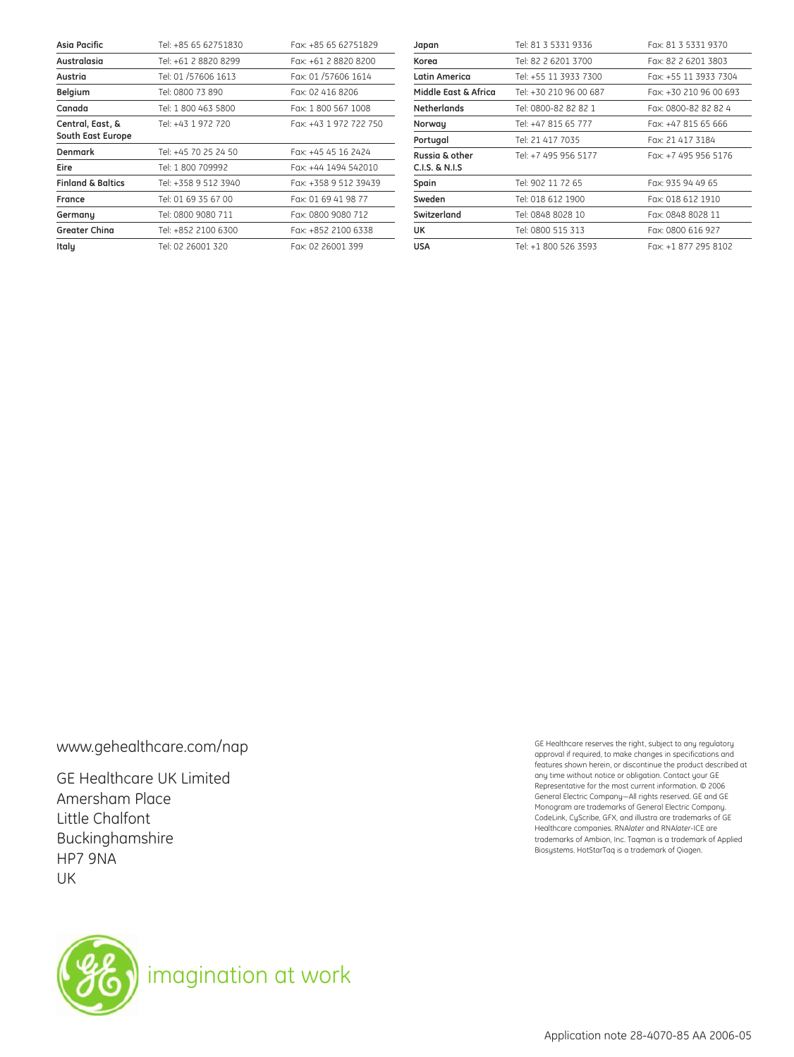| | | |
|---|---|---|
| **Asia Pacific** | Tel: +85 65 62751830 | Fax: +85 65 62751829 |
| **Australasia** | Tel: +61 2 8820 8299 | Fax: +61 2 8820 8200 |
| **Austria** | Tel: 01 /57606 1613 | Fax: 01 /57606 1614 |
| **Belgium** | Tel: 0800 73 890 | Fax: 02 416 8206 |
| **Canada** | Tel: 1 800 463 5800 | Fax: 1 800 567 1008 |
| **Central, East, & South East Europe** | Tel: +43 1 972 720 | Fax: +43 1 972 722 750 |
| **Denmark** | Tel: +45 70 25 24 50 | Fax: +45 45 16 2424 |
| **Eire** | Tel: 1 800 709992 | Fax: +44 1494 542010 |
| **Finland & Baltics** | Tel: +358 9 512 3940 | Fax: +358 9 512 39439 |
| **France** | Tel: 01 69 35 67 00 | Fax: 01 69 41 98 77 |
| **Germany** | Tel: 0800 9080 711 | Fax: 0800 9080 712 |
| **Greater China** | Tel: +852 2100 6300 | Fax: +852 2100 6338 |
| **Italy** | Tel: 02 26001 320 | Fax: 02 26001 399 |
| **Japan** | Tel: 81 3 5331 9336 | Fax: 81 3 5331 9370 |
| **Korea** | Tel: 82 2 6201 3700 | Fax: 82 2 6201 3803 |
| **Latin America** | Tel: +55 11 3933 7300 | Fax: +55 11 3933 7304 |
| **Middle East & Africa** | Tel: +30 210 96 00 687 | Fax: +30 210 96 00 693 |
| **Netherlands** | Tel: 0800-82 82 82 1 | Fax: 0800-82 82 82 4 |
| **Norway** | Tel: +47 815 65 777 | Fax: +47 815 65 666 |
| **Portugal** | Tel: 21 417 7035 | Fax: 21 417 3184 |
| **Russia & other C.I.S. & N.I.S** | Tel: +7 495 956 5177 | Fax: +7 495 956 5176 |
| **Spain** | Tel: 902 11 72 65 | Fax: 935 94 49 65 |
| **Sweden** | Tel: 018 612 1900 | Fax: 018 612 1910 |
| **Switzerland** | Tel: 0848 8028 10 | Fax: 0848 8028 11 |
| **UK** | Tel: 0800 515 313 | Fax: 0800 616 927 |
| **USA** | Tel: +1 800 526 3593 | Fax: +1 877 295 8102 |

www.gehealthcare.com/nap

GE Healthcare UK Limited
Amersham Place
Little Chalfont
Buckinghamshire
HP7 9NA
UK

GE Healthcare reserves the right, subject to any regulatory approval if required, to make changes in specifications and features shown herein, or discontinue the product described at any time without notice or obligation. Contact your GE Representative for the most current information. © 2006 General Electric Company—All rights reserved. GE and GE Monogram are trademarks of General Electric Company. CodeLink, CyScribe, GFX, and illustra are trademarks of GE Healthcare companies. RNA*later* and RNA*later*-ICE are trademarks of Ambion, Inc. Taqman is a trademark of Applied Biosystems. HotStarTaq is a trademark of Qiagen.

imagination at work

Application note 28-4070-85 AA 2006-05